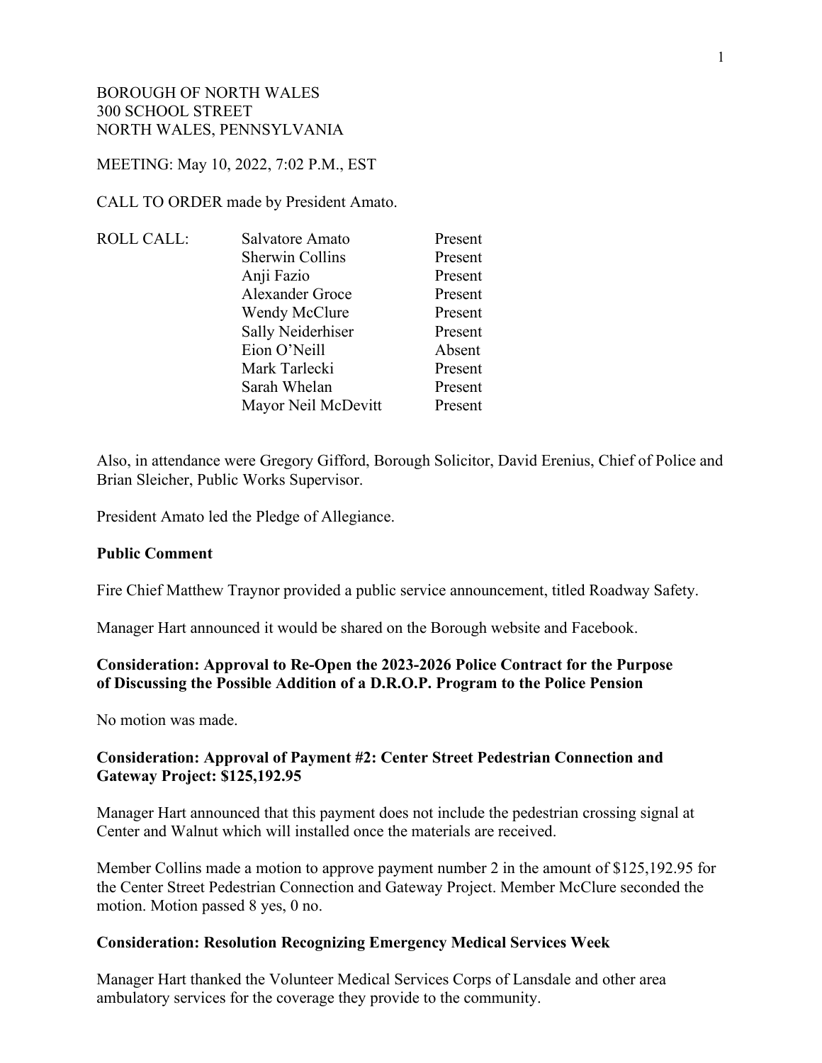BOROUGH OF NORTH WALES
300 SCHOOL STREET
NORTH WALES, PENNSYLVANIA

MEETING: May 10, 2022, 7:02 P.M., EST

CALL TO ORDER made by President Amato.

| ROLL CALL: | | |
|---|---|---|
| | Salvatore Amato | Present |
| | Sherwin Collins | Present |
| | Anji Fazio | Present |
| | Alexander Groce | Present |
| | Wendy McClure | Present |
| | Sally Neiderhiser | Present |
| | Eion O'Neill | Absent |
| | Mark Tarlecki | Present |
| | Sarah Whelan | Present |
| | Mayor Neil McDevitt | Present |

Also, in attendance were Gregory Gifford, Borough Solicitor, David Erenius, Chief of Police and Brian Sleicher, Public Works Supervisor.

President Amato led the Pledge of Allegiance.

**Public Comment**

Fire Chief Matthew Traynor provided a public service announcement, titled Roadway Safety.

Manager Hart announced it would be shared on the Borough website and Facebook.

**Consideration: Approval to Re-Open the 2023-2026 Police Contract for the Purpose of Discussing the Possible Addition of a D.R.O.P. Program to the Police Pension**

No motion was made.

**Consideration: Approval of Payment #2: Center Street Pedestrian Connection and Gateway Project: $125,192.95**

Manager Hart announced that this payment does not include the pedestrian crossing signal at Center and Walnut which will installed once the materials are received.

Member Collins made a motion to approve payment number 2 in the amount of $125,192.95 for the Center Street Pedestrian Connection and Gateway Project. Member McClure seconded the motion. Motion passed 8 yes, 0 no.

**Consideration: Resolution Recognizing Emergency Medical Services Week**

Manager Hart thanked the Volunteer Medical Services Corps of Lansdale and other area ambulatory services for the coverage they provide to the community.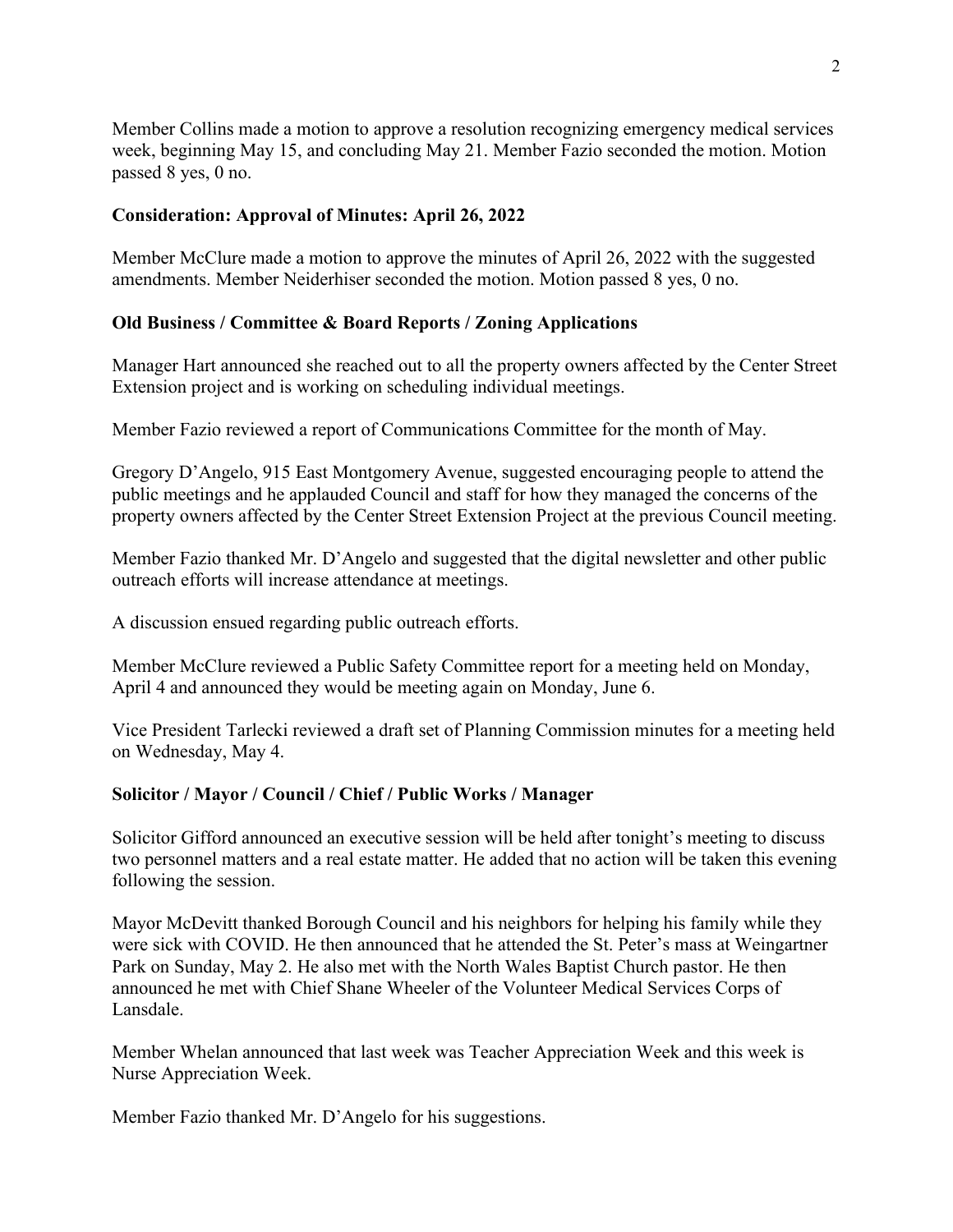Member Collins made a motion to approve a resolution recognizing emergency medical services week, beginning May 15, and concluding May 21. Member Fazio seconded the motion. Motion passed 8 yes, 0 no.

**Consideration: Approval of Minutes: April 26, 2022**

Member McClure made a motion to approve the minutes of April 26, 2022 with the suggested amendments. Member Neiderhiser seconded the motion. Motion passed 8 yes, 0 no.

**Old Business / Committee & Board Reports / Zoning Applications**

Manager Hart announced she reached out to all the property owners affected by the Center Street Extension project and is working on scheduling individual meetings.

Member Fazio reviewed a report of Communications Committee for the month of May.

Gregory D'Angelo, 915 East Montgomery Avenue, suggested encouraging people to attend the public meetings and he applauded Council and staff for how they managed the concerns of the property owners affected by the Center Street Extension Project at the previous Council meeting.

Member Fazio thanked Mr. D'Angelo and suggested that the digital newsletter and other public outreach efforts will increase attendance at meetings.

A discussion ensued regarding public outreach efforts.

Member McClure reviewed a Public Safety Committee report for a meeting held on Monday, April 4 and announced they would be meeting again on Monday, June 6.

Vice President Tarlecki reviewed a draft set of Planning Commission minutes for a meeting held on Wednesday, May 4.

**Solicitor / Mayor / Council / Chief / Public Works / Manager**

Solicitor Gifford announced an executive session will be held after tonight's meeting to discuss two personnel matters and a real estate matter. He added that no action will be taken this evening following the session.

Mayor McDevitt thanked Borough Council and his neighbors for helping his family while they were sick with COVID. He then announced that he attended the St. Peter's mass at Weingartner Park on Sunday, May 2. He also met with the North Wales Baptist Church pastor. He then announced he met with Chief Shane Wheeler of the Volunteer Medical Services Corps of Lansdale.

Member Whelan announced that last week was Teacher Appreciation Week and this week is Nurse Appreciation Week.

Member Fazio thanked Mr. D'Angelo for his suggestions.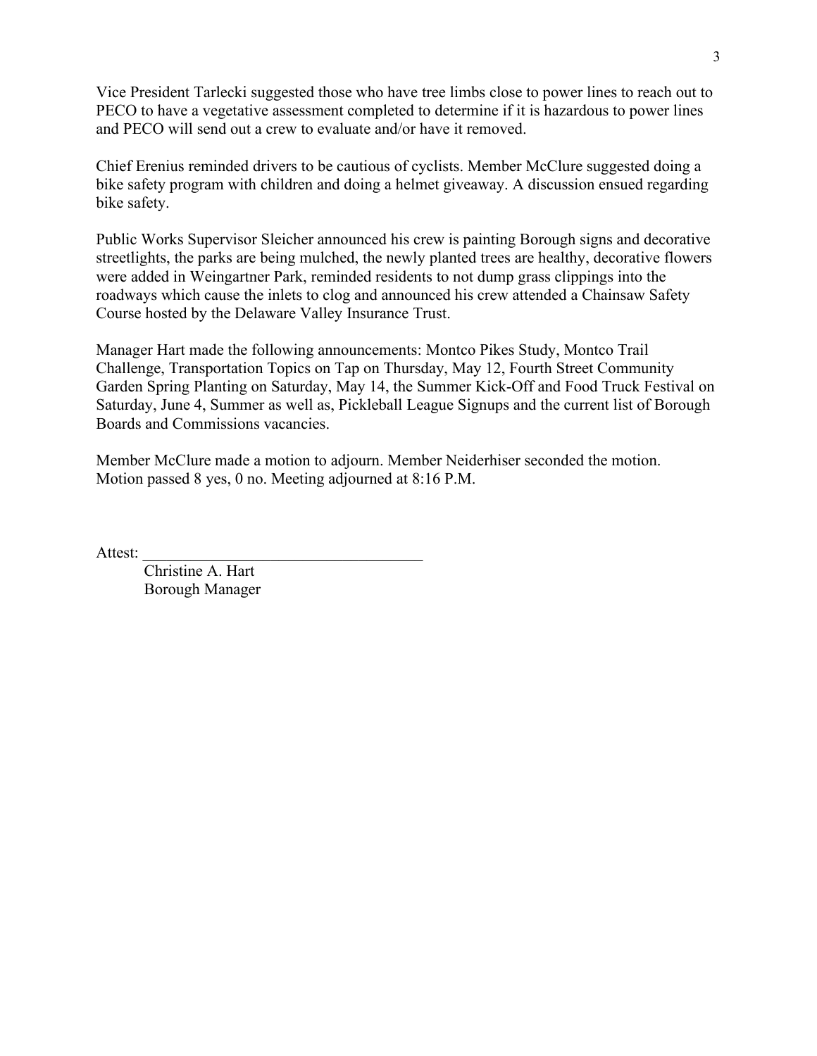Vice President Tarlecki suggested those who have tree limbs close to power lines to reach out to PECO to have a vegetative assessment completed to determine if it is hazardous to power lines and PECO will send out a crew to evaluate and/or have it removed.

Chief Erenius reminded drivers to be cautious of cyclists. Member McClure suggested doing a bike safety program with children and doing a helmet giveaway. A discussion ensued regarding bike safety.

Public Works Supervisor Sleicher announced his crew is painting Borough signs and decorative streetlights, the parks are being mulched, the newly planted trees are healthy, decorative flowers were added in Weingartner Park, reminded residents to not dump grass clippings into the roadways which cause the inlets to clog and announced his crew attended a Chainsaw Safety Course hosted by the Delaware Valley Insurance Trust.

Manager Hart made the following announcements: Montco Pikes Study, Montco Trail Challenge, Transportation Topics on Tap on Thursday, May 12, Fourth Street Community Garden Spring Planting on Saturday, May 14, the Summer Kick-Off and Food Truck Festival on Saturday, June 4, Summer as well as, Pickleball League Signups and the current list of Borough Boards and Commissions vacancies.

Member McClure made a motion to adjourn. Member Neiderhiser seconded the motion. Motion passed 8 yes, 0 no. Meeting adjourned at 8:16 P.M.

Attest: ___________________________________

Christine A. Hart
Borough Manager